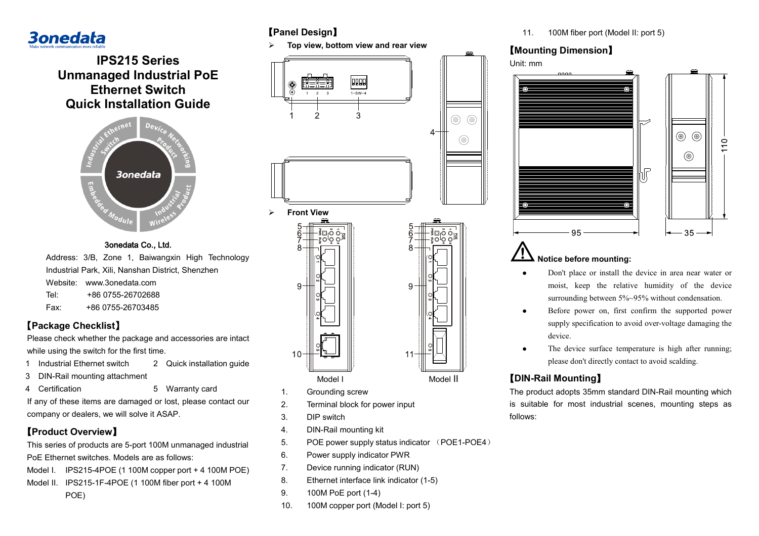# IPS215 Series Unmanaged Industrial PoE Ethernet Switch Quick Installation Guide

3onedata Co., Ltd.

Address: 3/B, Zone 1, Baiwangxin High Technology Industrial Park, Xili, Nanshan District, Shenzhen

Website: www.3onedata.com

Tel: +86 0755-26702688

Fax: +86 0755-26703485

## 【Package Checklist】

Please check whether the package and accessories are intact while using the switch for the first time.

1 Industrial Ethernet switch
2 Quick installation guide
3 DIN-Rail mounting attachment
4 Certification
5 Warranty card

If any of these items are damaged or lost, please contact our company or dealers, we will solve it ASAP.

## 【Product Overview】

This series of products are 5-port 100M unmanaged industrial PoE Ethernet switches. Models are as follows:

Model I. IPS215-4POE (1 100M copper port + 4 100M POE)

Model II. IPS215-1F-4POE (1 100M fiber port + 4 100M POE)

## 【Panel Design】

- **Top view, bottom view and rear view**

- **Front View**

Model I    Model II

1. Grounding screw
2. Terminal block for power input
3. DIP switch
4. DIN-Rail mounting kit
5. POE power supply status indicator （POE1-POE4）
6. Power supply indicator PWR
7. Device running indicator (RUN)
8. Ethernet interface link indicator (1-5)
9. 100M PoE port (1-4)
10. 100M copper port (Model I: port 5)
11. 100M fiber port (Model II: port 5)

## 【Mounting Dimension】

Unit: mm

95    35    110

**Notice before mounting:**

- Don't place or install the device in area near water or moist, keep the relative humidity of the device surrounding between 5%~95% without condensation.
- Before power on, first confirm the supported power supply specification to avoid over-voltage damaging the device.
- The device surface temperature is high after running; please don't directly contact to avoid scalding.

## 【DIN-Rail Mounting】

The product adopts 35mm standard DIN-Rail mounting which is suitable for most industrial scenes, mounting steps as follows: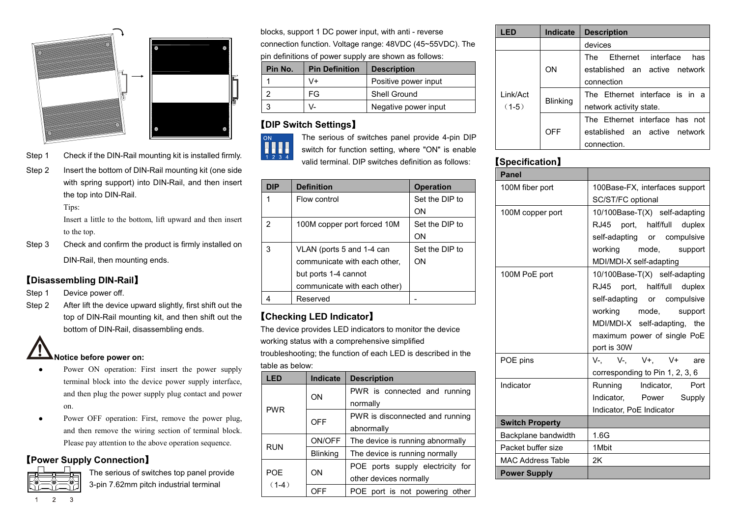Step 1　Check if the DIN-Rail mounting kit is installed firmly.

Step 2　Insert the bottom of DIN-Rail mounting kit (one side with spring support) into DIN-Rail, and then insert the top into DIN-Rail.

Tips:

Insert a little to the bottom, lift upward and then insert to the top.

Step 3　Check and confirm the product is firmly installed on DIN-Rail, then mounting ends.

## 【Disassembling DIN-Rail】

Step 1　Device power off.

Step 2　After lift the device upward slightly, first shift out the top of DIN-Rail mounting kit, and then shift out the bottom of DIN-Rail, disassembling ends.

**Notice before power on:**

- Power ON operation: First insert the power supply terminal block into the device power supply interface, and then plug the power supply plug contact and power on.
- Power OFF operation: First, remove the power plug, and then remove the wiring section of terminal block. Please pay attention to the above operation sequence.

## 【Power Supply Connection】

The serious of switches top panel provide 3-pin 7.62mm pitch industrial terminal blocks, support 1 DC power input, with anti - reverse connection function. Voltage range: 48VDC (45~55VDC). The pin definitions of power supply are shown as follows:

| Pin No. | Pin Definition | Description |
|---|---|---|
| 1 | V+ | Positive power input |
| 2 | FG | Shell Ground |
| 3 | V- | Negative power input |

## 【DIP Switch Settings】

The serious of switches panel provide 4-pin DIP switch for function setting, where "ON" is enable valid terminal. DIP switches definition as follows:

| DIP | Definition | Operation |
|---|---|---|
| 1 | Flow control | Set the DIP to ON |
| 2 | 100M copper port forced 10M | Set the DIP to ON |
| 3 | VLAN (ports 5 and 1-4 can communicate with each other, but ports 1-4 cannot communicate with each other) | Set the DIP to ON |
| 4 | Reserved | - |

## 【Checking LED Indicator】

The device provides LED indicators to monitor the device working status with a comprehensive simplified troubleshooting; the function of each LED is described in the table as below:

| LED | Indicate | Description |
|---|---|---|
| PWR | ON | PWR is connected and running normally |
| | OFF | PWR is disconnected and running abnormally |
| RUN | ON/OFF | The device is running abnormally |
| | Blinking | The device is running normally |
| POE（1-4） | ON | POE ports supply electricity for other devices normally |
| | OFF | POE port is not powering other devices |
| Link/Act（1-5） | ON | The Ethernet interface has established an active network connection |
| | Blinking | The Ethernet interface is in a network activity state. |
| | OFF | The Ethernet interface has not established an active network connection. |

## 【Specification】

| Panel | |
|---|---|
| 100M fiber port | 100Base-FX, interfaces support SC/ST/FC optional |
| 100M copper port | 10/100Base-T(X) self-adapting RJ45 port, half/full duplex self-adapting or compulsive working mode, support MDI/MDI-X self-adapting |
| 100M PoE port | 10/100Base-T(X) self-adapting RJ45 port, half/full duplex self-adapting or compulsive working mode, support MDI/MDI-X self-adapting, the maximum power of single PoE port is 30W |
| POE pins | V-, V-, V+, V+ are corresponding to Pin 1, 2, 3, 6 |
| Indicator | Running Indicator, Port Indicator, Power Supply Indicator, PoE Indicator |
| **Switch Property** | |
| Backplane bandwidth | 1.6G |
| Packet buffer size | 1Mbit |
| MAC Address Table | 2K |
| **Power Supply** | |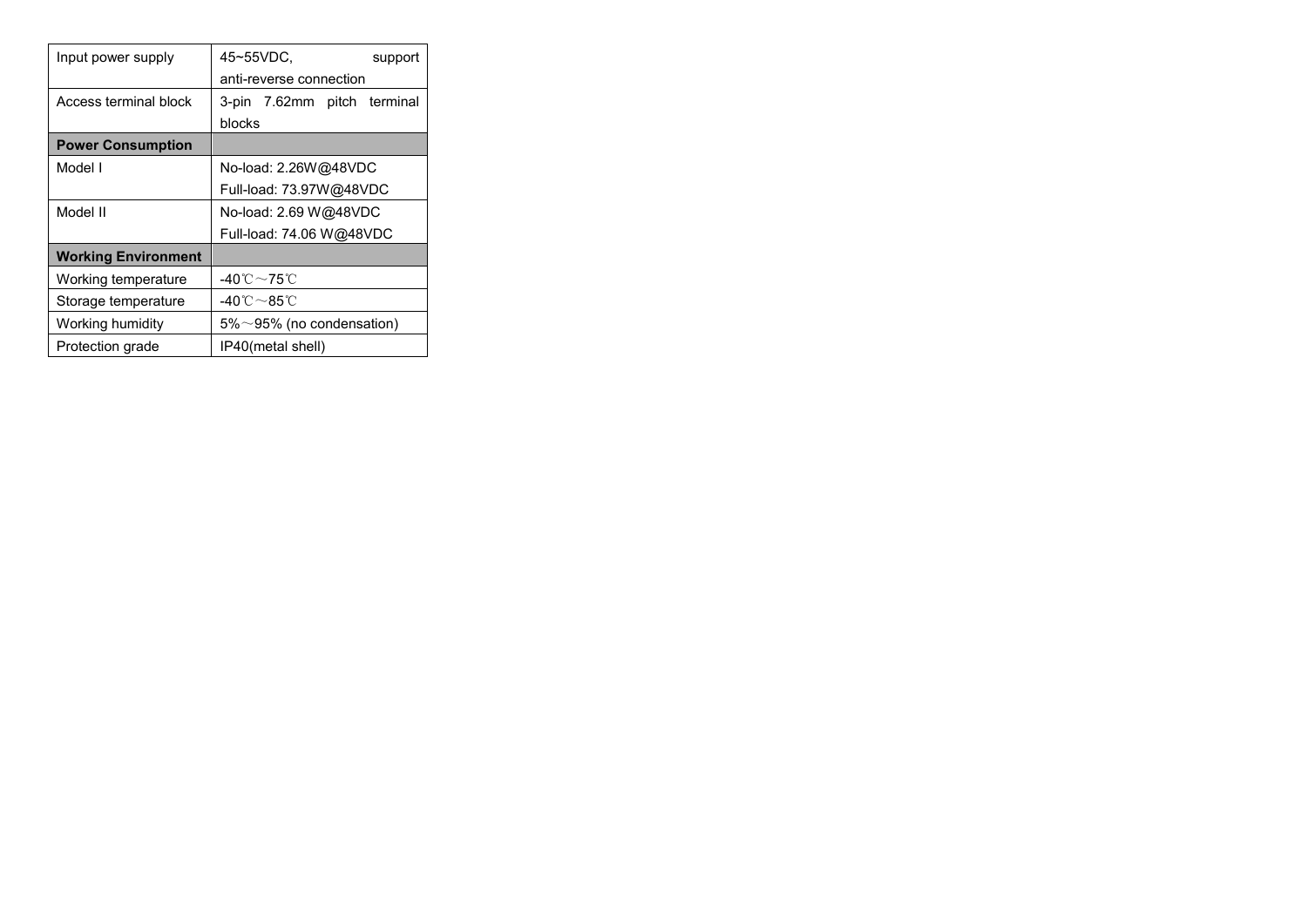| | |
|---|---|
| Input power supply | 45~55VDC, support anti-reverse connection |
| Access terminal block | 3-pin 7.62mm pitch terminal blocks |
| **Power Consumption** | |
| Model I | No-load: 2.26W@48VDC<br>Full-load: 73.97W@48VDC |
| Model II | No-load: 2.69 W@48VDC<br>Full-load: 74.06 W@48VDC |
| **Working Environment** | |
| Working temperature | -40℃～75℃ |
| Storage temperature | -40℃～85℃ |
| Working humidity | 5%～95% (no condensation) |
| Protection grade | IP40(metal shell) |